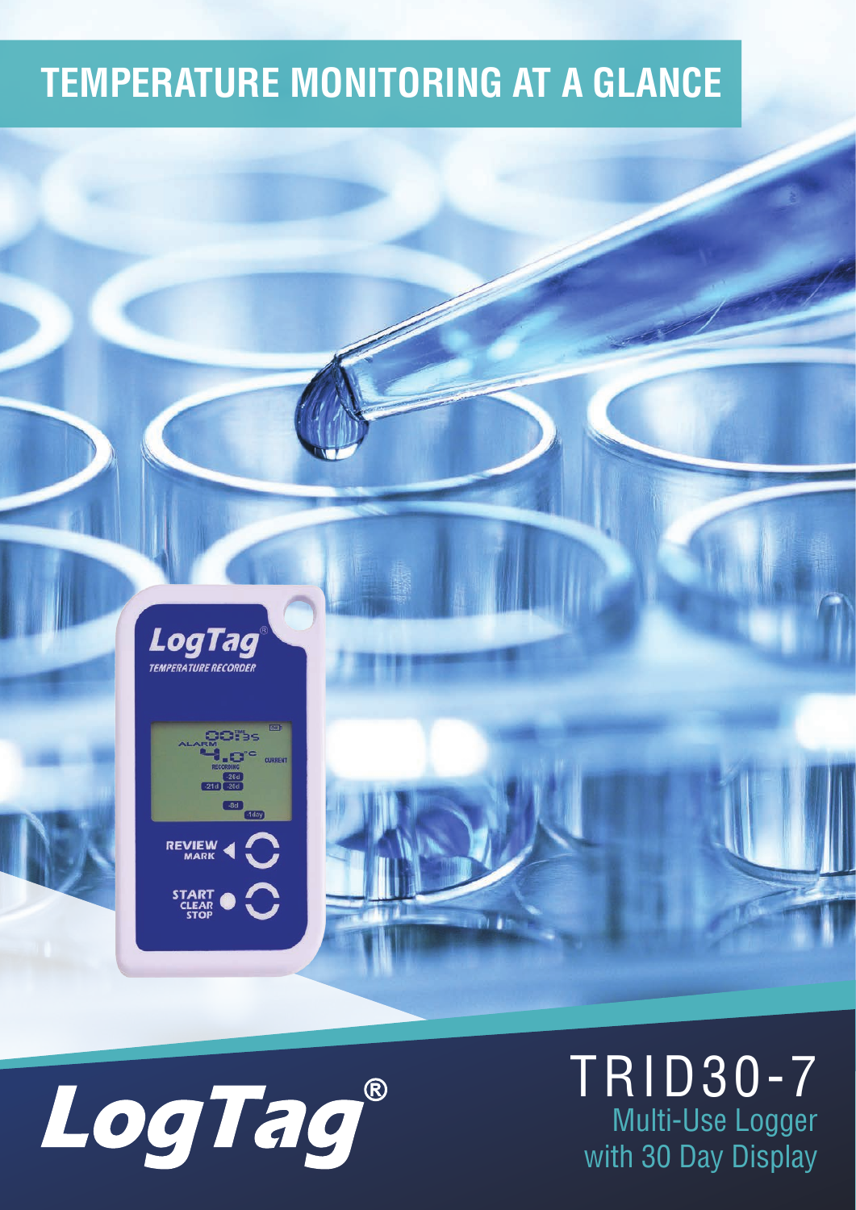# TEMPERATURE MONITORING AT A GLANCE

LogTag®

# TRID30-7

Multi-Use Logger
with 30 Day Display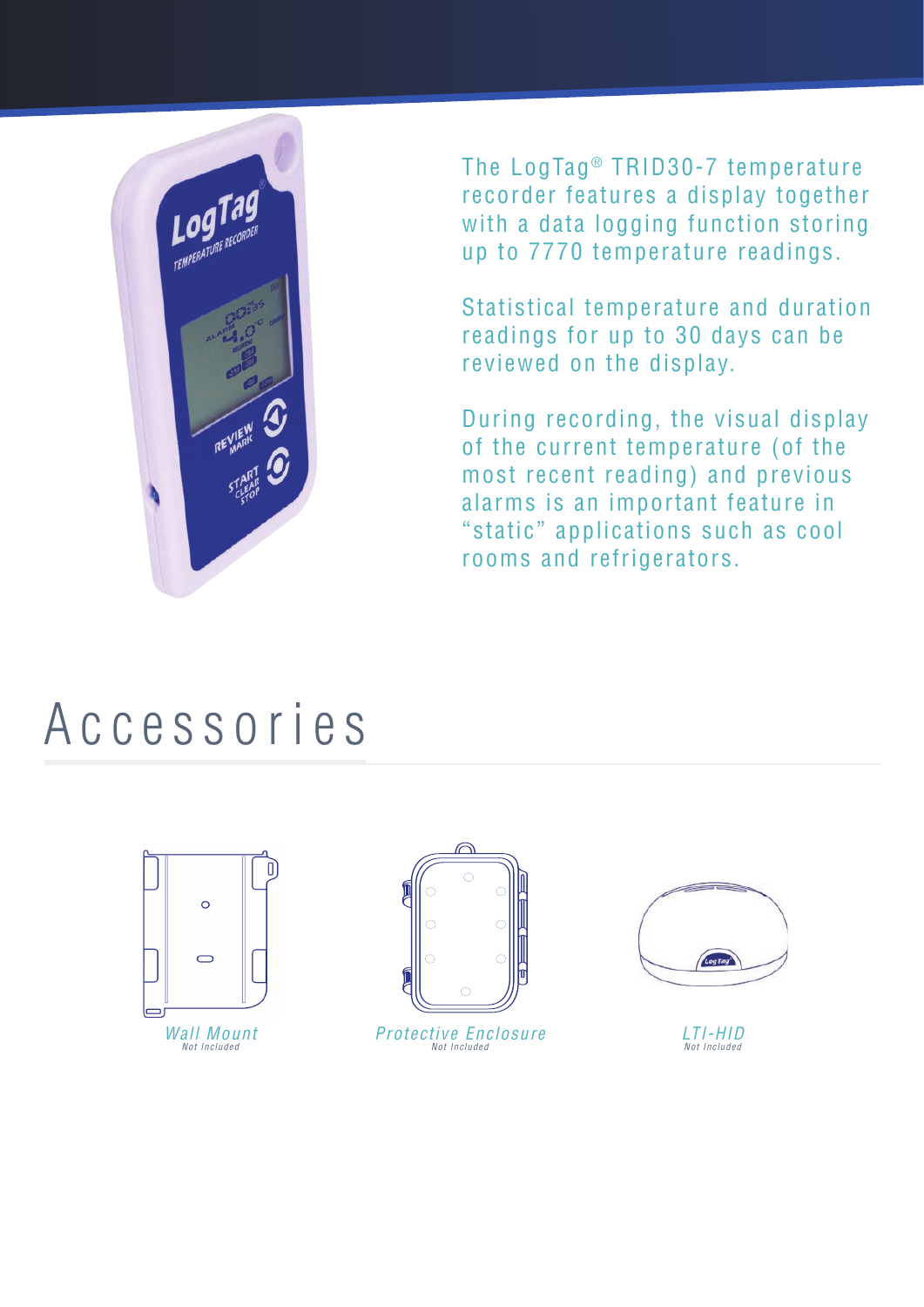The LogTag® TRID30-7 temperature recorder features a display together with a data logging function storing up to 7770 temperature readings.

Statistical temperature and duration readings for up to 30 days can be reviewed on the display.

During recording, the visual display of the current temperature (of the most recent reading) and previous alarms is an important feature in "static" applications such as cool rooms and refrigerators.

# Accessories

*Wall Mount*
*Not Included*

*Protective Enclosure*
*Not Included*

*LTI-HID*
*Not Included*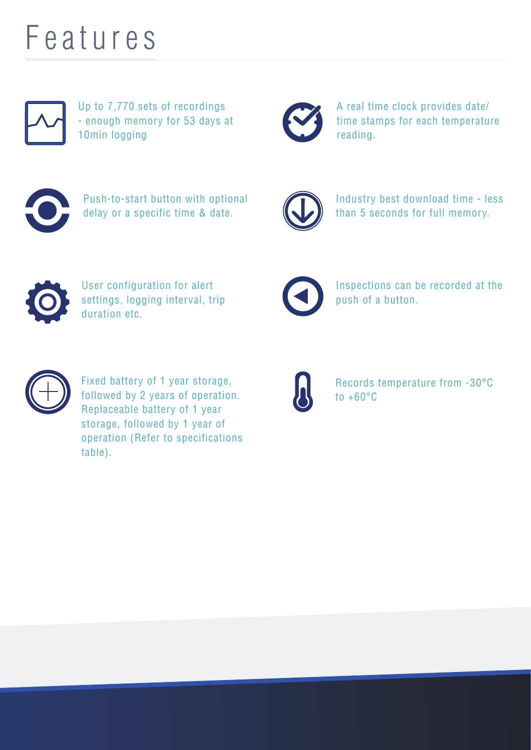# Features

- Up to 7,770 sets of recordings - enough memory for 53 days at 10min logging
- A real time clock provides date/ time stamps for each temperature reading.
- Push-to-start button with optional delay or a specific time & date.
- Industry best download time - less than 5 seconds for full memory.
- User configuration for alert settings, logging interval, trip duration etc.
- Inspections can be recorded at the push of a button.
- Fixed battery of 1 year storage, followed by 2 years of operation. Replaceable battery of 1 year storage, followed by 1 year of operation (Refer to specifications table).
- Records temperature from -30°C to +60°C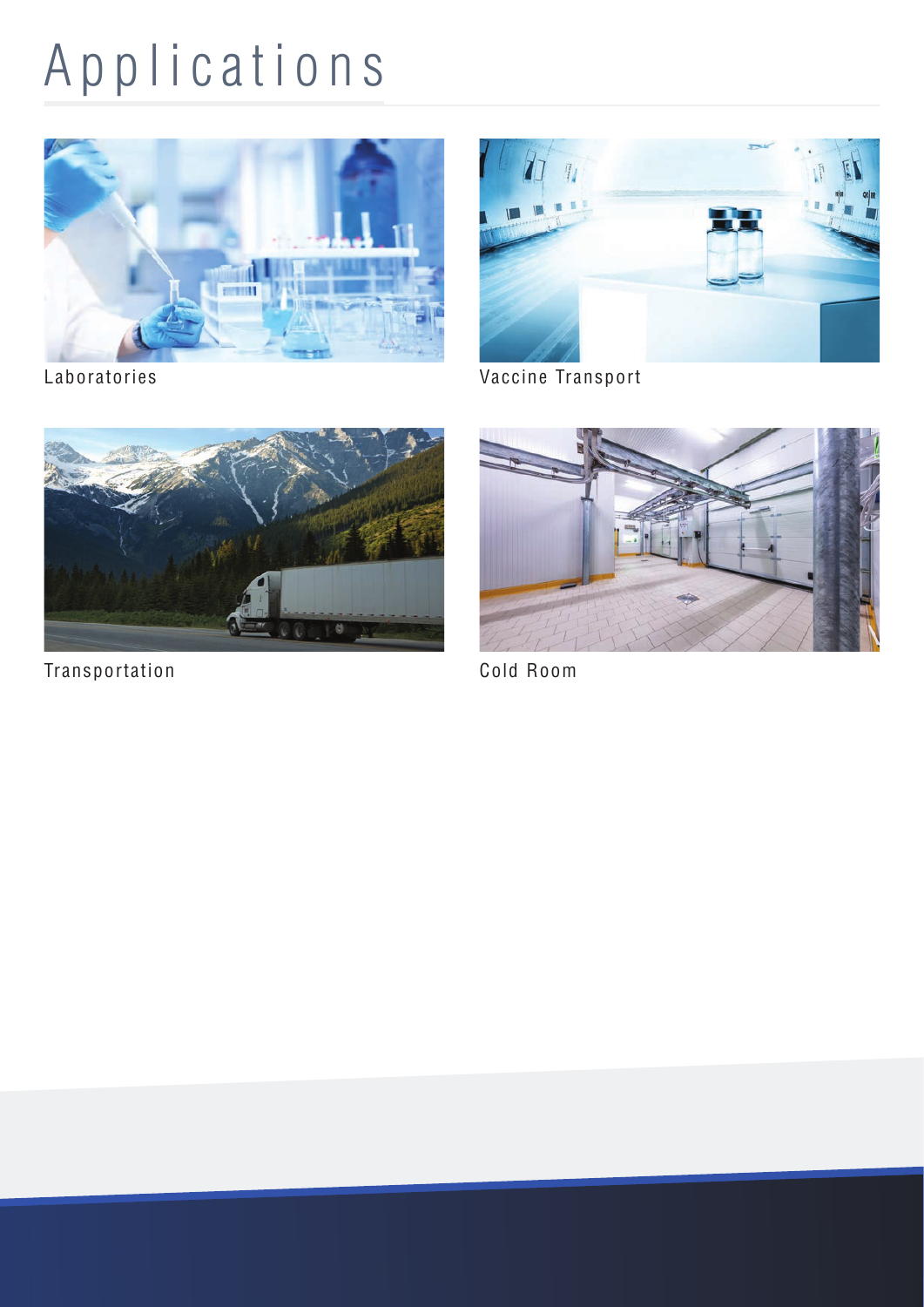# Applications

Laboratories

Vaccine Transport

Transportation

Cold Room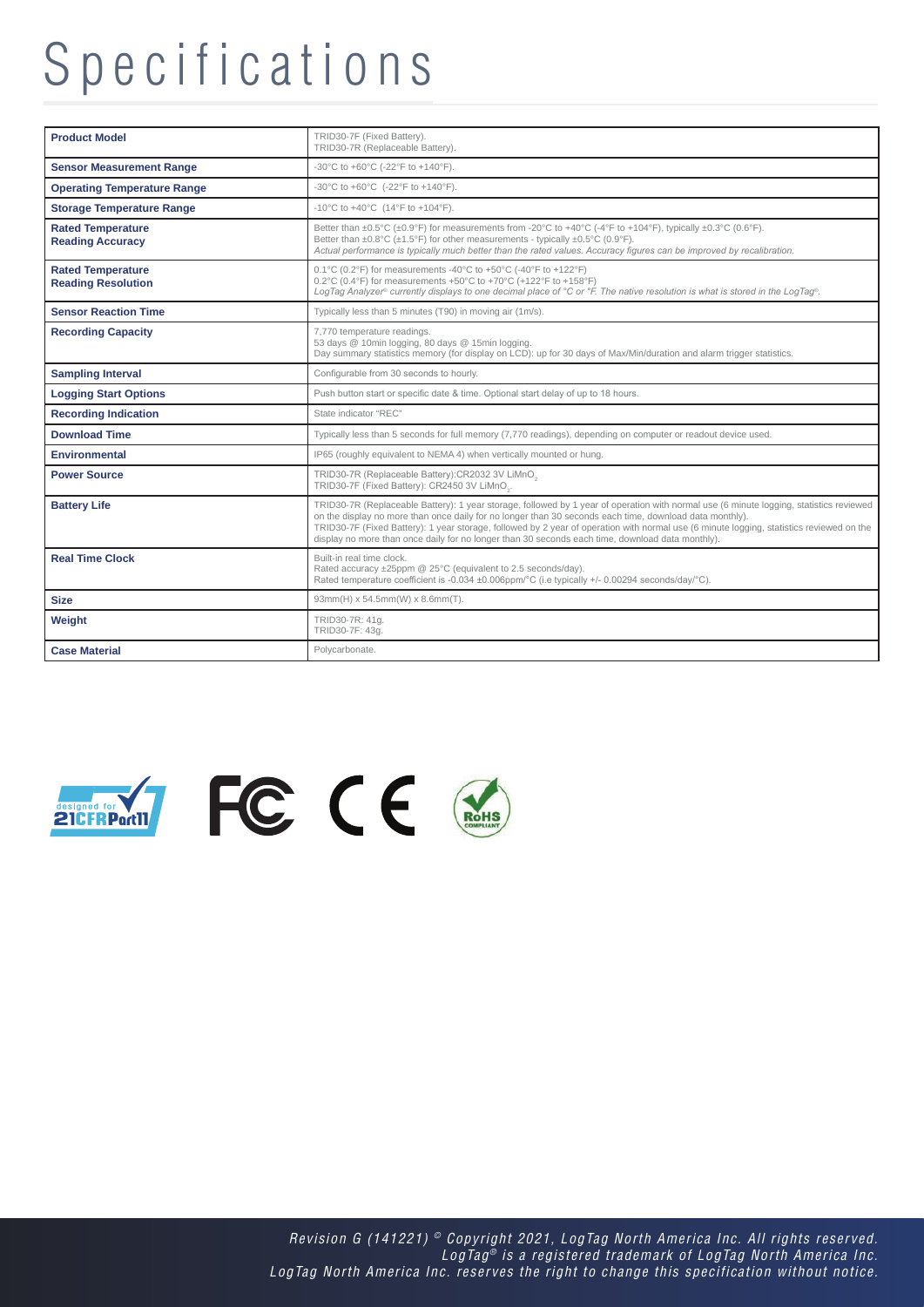# Specifications

| | |
|---|---|
| **Product Model** | TRID30-7F (Fixed Battery).<br>TRID30-7R (Replaceable Battery). |
| **Sensor Measurement Range** | -30°C to +60°C (-22°F to +140°F). |
| **Operating Temperature Range** | -30°C to +60°C (-22°F to +140°F). |
| **Storage Temperature Range** | -10°C to +40°C (14°F to +104°F). |
| **Rated Temperature Reading Accuracy** | Better than ±0.5°C (±0.9°F) for measurements from -20°C to +40°C (-4°F to +104°F), typically ±0.3°C (0.6°F).<br>Better than ±0.8°C (±1.5°F) for other measurements - typically ±0.5°C (0.9°F).<br>*Actual performance is typically much better than the rated values. Accuracy figures can be improved by recalibration.* |
| **Rated Temperature Reading Resolution** | 0.1°C (0.2°F) for measurements -40°C to +50°C (-40°F to +122°F)<br>0.2°C (0.4°F) for measurements +50°C to +70°C (+122°F to +158°F)<br>*LogTag Analyzer® currently displays to one decimal place of °C or °F. The native resolution is what is stored in the LogTag®.* |
| **Sensor Reaction Time** | Typically less than 5 minutes (T90) in moving air (1m/s). |
| **Recording Capacity** | 7,770 temperature readings.<br>53 days @ 10min logging, 80 days @ 15min logging.<br>Day summary statistics memory (for display on LCD): up for 30 days of Max/Min/duration and alarm trigger statistics. |
| **Sampling Interval** | Configurable from 30 seconds to hourly. |
| **Logging Start Options** | Push button start or specific date & time. Optional start delay of up to 18 hours. |
| **Recording Indication** | State indicator "REC" |
| **Download Time** | Typically less than 5 seconds for full memory (7,770 readings), depending on computer or readout device used. |
| **Environmental** | IP65 (roughly equivalent to NEMA 4) when vertically mounted or hung. |
| **Power Source** | TRID30-7R (Replaceable Battery):CR2032 3V $LiMnO_2$<br>TRID30-7F (Fixed Battery): CR2450 3V $LiMnO_2$. |
| **Battery Life** | TRID30-7R (Replaceable Battery): 1 year storage, followed by 1 year of operation with normal use (6 minute logging, statistics reviewed on the display no more than once daily for no longer than 30 seconds each time, download data monthly).<br>TRID30-7F (Fixed Battery): 1 year storage, followed by 2 year of operation with normal use (6 minute logging, statistics reviewed on the display no more than once daily for no longer than 30 seconds each time, download data monthly). |
| **Real Time Clock** | Built-in real time clock.<br>Rated accuracy ±25ppm @ 25°C (equivalent to 2.5 seconds/day).<br>Rated temperature coefficient is -0.034 ±0.006ppm/°C (i.e typically +/- 0.00294 seconds/day/°C). |
| **Size** | 93mm(H) x 54.5mm(W) x 8.6mm(T). |
| **Weight** | TRID30-7R: 41g.<br>TRID30-7F: 43g. |
| **Case Material** | Polycarbonate. |

designed for 21CFRPart11

FC CE RoHS COMPLIANT

*Revision G (141221) © Copyright 2021, LogTag North America Inc. All rights reserved.*
*LogTag® is a registered trademark of LogTag North America Inc.*
*LogTag North America Inc. reserves the right to change this specification without notice.*